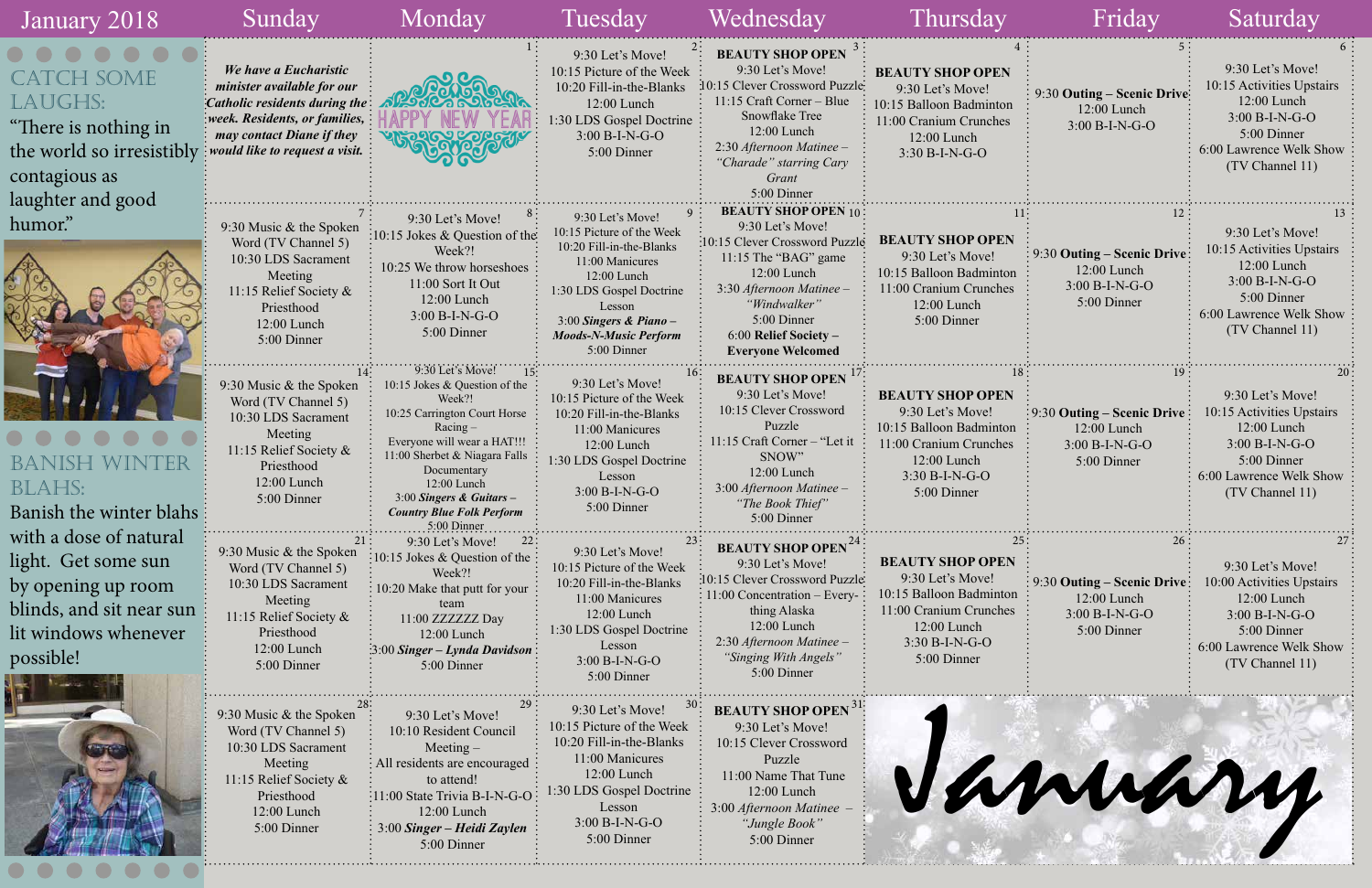# January 2018

## CATCH SOME LAUGHS:

"There is nothing in the world so irresistibly contagious as laughter and good humor."

## BANISH WINTER BLAHS:

Banish the winter blahs with a dose of natural light. Get some sun by opening up room blinds, and sit near sun lit windows whenever possible!

| Sunday | Monday | Tuesday | Wednesday | Thursday | Friday | Saturday |
|---|---|---|---|---|---|---|
| ***We have a Eucharistic minister available for our Catholic residents during the week. Residents, or families, may contact Diane if they would like to request a visit.*** | 1<br>HAPPY NEW YEAR | 2<br>9:30 Let's Move!<br>10:15 Picture of the Week<br>10:20 Fill-in-the-Blanks<br>12:00 Lunch<br>1:30 LDS Gospel Doctrine<br>3:00 B-I-N-G-O<br>5:00 Dinner | 3<br>**BEAUTY SHOP OPEN**<br>9:30 Let's Move!<br>10:15 Clever Crossword Puzzle<br>11:15 Craft Corner – Blue Snowflake Tree<br>12:00 Lunch<br>2:30 *Afternoon Matinee – "Charade" starring Cary Grant*<br>5:00 Dinner | 4<br>**BEAUTY SHOP OPEN**<br>9:30 Let's Move!<br>10:15 Balloon Badminton<br>11:00 Cranium Crunches<br>12:00 Lunch<br>3:30 B-I-N-G-O | 5<br>9:30 **Outing – Scenic Drive**<br>12:00 Lunch<br>3:00 B-I-N-G-O | 6<br>9:30 Let's Move!<br>10:15 Activities Upstairs<br>12:00 Lunch<br>3:00 B-I-N-G-O<br>5:00 Dinner<br>6:00 Lawrence Welk Show (TV Channel 11) |
| 7<br>9:30 Music & the Spoken Word (TV Channel 5)<br>10:30 LDS Sacrament Meeting<br>11:15 Relief Society & Priesthood<br>12:00 Lunch<br>5:00 Dinner | 8<br>9:30 Let's Move!<br>10:15 Jokes & Question of the Week?!<br>10:25 We throw horseshoes<br>11:00 Sort It Out<br>12:00 Lunch<br>3:00 B-I-N-G-O<br>5:00 Dinner | 9<br>9:30 Let's Move!<br>10:15 Picture of the Week<br>10:20 Fill-in-the-Blanks<br>11:00 Manicures<br>12:00 Lunch<br>1:30 LDS Gospel Doctrine Lesson<br>3:00 ***Singers & Piano – Moods-N-Music Perform***<br>5:00 Dinner | 10<br>**BEAUTY SHOP OPEN**<br>9:30 Let's Move!<br>10:15 Clever Crossword Puzzle<br>11:15 The "BAG" game<br>12:00 Lunch<br>3:30 *Afternoon Matinee – "Windwalker"*<br>5:00 Dinner<br>**6:00 Relief Society – Everyone Welcomed** | 11<br>**BEAUTY SHOP OPEN**<br>9:30 Let's Move!<br>10:15 Balloon Badminton<br>11:00 Cranium Crunches<br>12:00 Lunch<br>5:00 Dinner | 12<br>9:30 **Outing – Scenic Drive**<br>12:00 Lunch<br>3:00 B-I-N-G-O<br>5:00 Dinner | 13<br>9:30 Let's Move!<br>10:15 Activities Upstairs<br>12:00 Lunch<br>3:00 B-I-N-G-O<br>5:00 Dinner<br>6:00 Lawrence Welk Show (TV Channel 11) |
| 14<br>9:30 Music & the Spoken Word (TV Channel 5)<br>10:30 LDS Sacrament Meeting<br>11:15 Relief Society & Priesthood<br>12:00 Lunch<br>5:00 Dinner | 15<br>9:30 Let's Move!<br>10:15 Jokes & Question of the Week?!<br>10:25 Carrington Court Horse Racing – Everyone will wear a HAT!!!<br>11:00 Sherbet & Niagara Falls Documentary<br>12:00 Lunch<br>3:00 ***Singers & Guitars – Country Blue Folk Perform***<br>5:00 Dinner | 16<br>9:30 Let's Move!<br>10:15 Picture of the Week<br>10:20 Fill-in-the-Blanks<br>11:00 Manicures<br>12:00 Lunch<br>1:30 LDS Gospel Doctrine Lesson<br>3:00 B-I-N-G-O<br>5:00 Dinner | 17<br>**BEAUTY SHOP OPEN**<br>9:30 Let's Move!<br>10:15 Clever Crossword Puzzle<br>11:15 Craft Corner – "Let it SNOW"<br>12:00 Lunch<br>3:00 *Afternoon Matinee – "The Book Thief"*<br>5:00 Dinner | 18<br>**BEAUTY SHOP OPEN**<br>9:30 Let's Move!<br>10:15 Balloon Badminton<br>11:00 Cranium Crunches<br>12:00 Lunch<br>3:30 B-I-N-G-O<br>5:00 Dinner | 19<br>9:30 **Outing – Scenic Drive**<br>12:00 Lunch<br>3:00 B-I-N-G-O<br>5:00 Dinner | 20<br>9:30 Let's Move!<br>10:15 Activities Upstairs<br>12:00 Lunch<br>3:00 B-I-N-G-O<br>5:00 Dinner<br>6:00 Lawrence Welk Show (TV Channel 11) |
| 21<br>9:30 Music & the Spoken Word (TV Channel 5)<br>10:30 LDS Sacrament Meeting<br>11:15 Relief Society & Priesthood<br>12:00 Lunch<br>5:00 Dinner | 22<br>9:30 Let's Move!<br>10:15 Jokes & Question of the Week?!<br>10:20 Make that putt for your team<br>11:00 ZZZZZZ Day<br>12:00 Lunch<br>3:00 ***Singer – Lynda Davidson***<br>5:00 Dinner | 23<br>9:30 Let's Move!<br>10:15 Picture of the Week<br>10:20 Fill-in-the-Blanks<br>11:00 Manicures<br>12:00 Lunch<br>1:30 LDS Gospel Doctrine Lesson<br>3:00 B-I-N-G-O<br>5:00 Dinner | 24<br>**BEAUTY SHOP OPEN**<br>9:30 Let's Move!<br>10:15 Clever Crossword Puzzle<br>11:00 Concentration – Every-thing Alaska<br>12:00 Lunch<br>2:30 *Afternoon Matinee – "Singing With Angels"*<br>5:00 Dinner | 25<br>**BEAUTY SHOP OPEN**<br>9:30 Let's Move!<br>10:15 Balloon Badminton<br>11:00 Cranium Crunches<br>12:00 Lunch<br>3:30 B-I-N-G-O<br>5:00 Dinner | 26<br>9:30 **Outing – Scenic Drive**<br>12:00 Lunch<br>3:00 B-I-N-G-O<br>5:00 Dinner | 27<br>9:30 Let's Move!<br>10:00 Activities Upstairs<br>12:00 Lunch<br>3:00 B-I-N-G-O<br>5:00 Dinner<br>6:00 Lawrence Welk Show (TV Channel 11) |
| 28<br>9:30 Music & the Spoken Word (TV Channel 5)<br>10:30 LDS Sacrament Meeting<br>11:15 Relief Society & Priesthood<br>12:00 Lunch<br>5:00 Dinner | 29<br>9:30 Let's Move!<br>10:10 Resident Council Meeting – All residents are encouraged to attend!<br>11:00 State Trivia B-I-N-G-O<br>12:00 Lunch<br>3:00 ***Singer – Heidi Zaylen***<br>5:00 Dinner | 30<br>9:30 Let's Move!<br>10:15 Picture of the Week<br>10:20 Fill-in-the-Blanks<br>11:00 Manicures<br>12:00 Lunch<br>1:30 LDS Gospel Doctrine Lesson<br>3:00 B-I-N-G-O<br>5:00 Dinner | 31<br>**BEAUTY SHOP OPEN**<br>9:30 Let's Move!<br>10:15 Clever Crossword Puzzle<br>11:00 Name That Tune<br>12:00 Lunch<br>3:00 *Afternoon Matinee – "Jungle Book"*<br>5:00 Dinner | January | | |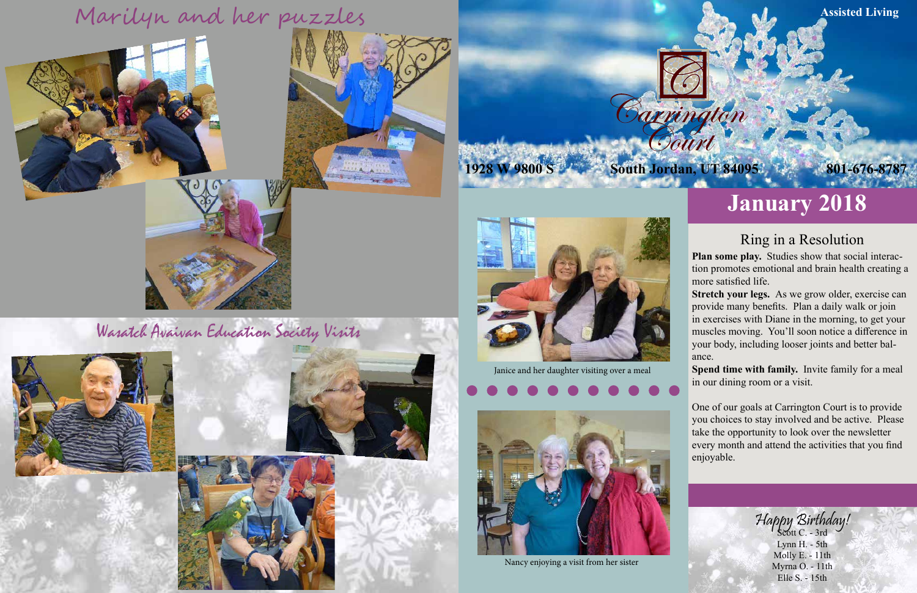## Marilyn and her puzzles

## Wasatch Avaivan Education Society Visits

Assisted Living

Carrington Court

1928 W 9800 S South Jordan, UT 84095 801-676-8787

# January 2018

Janice and her daughter visiting over a meal

Nancy enjoying a visit from her sister

## Ring in a Resolution

**Plan some play.** Studies show that social interaction promotes emotional and brain health creating a more satisfied life.

**Stretch your legs.** As we grow older, exercise can provide many benefits. Plan a daily walk or join in exercises with Diane in the morning, to get your muscles moving. You'll soon notice a difference in your body, including looser joints and better balance.

**Spend time with family.** Invite family for a meal in our dining room or a visit.

One of our goals at Carrington Court is to provide you choices to stay involved and be active. Please take the opportunity to look over the newsletter every month and attend the activities that you find enjoyable.

### Happy Birthday!

Scott C. - 3rd
Lynn H. - 5th
Molly E. - 11th
Myrna O. - 11th
Elle S. - 15th